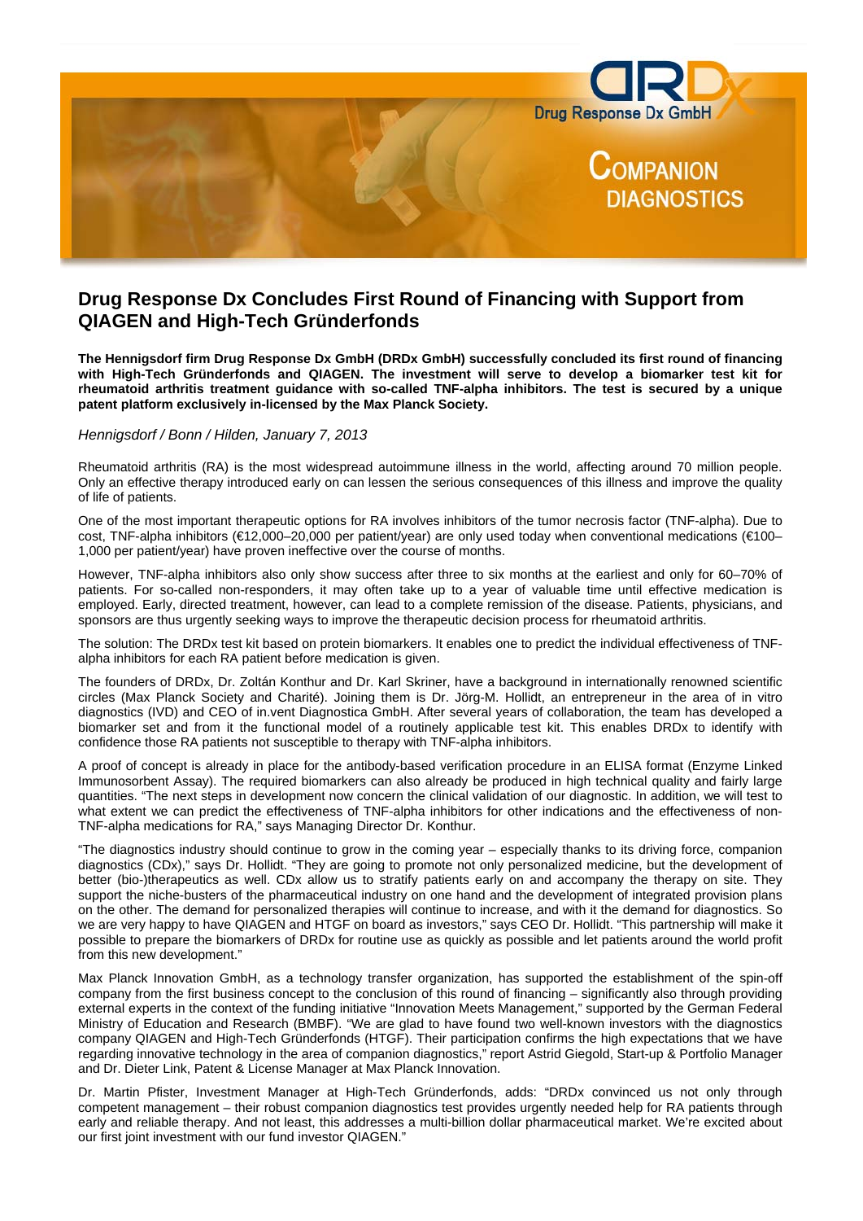Drug Response Dx GmbH

COMPANION DIAGNOSTICS

# Drug Response Dx Concludes First Round of Financing with Support from QIAGEN and High-Tech Gründerfonds

**The Hennigsdorf firm Drug Response Dx GmbH (DRDx GmbH) successfully concluded its first round of financing with High-Tech Gründerfonds and QIAGEN. The investment will serve to develop a biomarker test kit for rheumatoid arthritis treatment guidance with so-called TNF-alpha inhibitors. The test is secured by a unique patent platform exclusively in-licensed by the Max Planck Society.**

*Hennigsdorf / Bonn / Hilden, January 7, 2013*

Rheumatoid arthritis (RA) is the most widespread autoimmune illness in the world, affecting around 70 million people. Only an effective therapy introduced early on can lessen the serious consequences of this illness and improve the quality of life of patients.

One of the most important therapeutic options for RA involves inhibitors of the tumor necrosis factor (TNF-alpha). Due to cost, TNF-alpha inhibitors (€12,000–20,000 per patient/year) are only used today when conventional medications (€100–1,000 per patient/year) have proven ineffective over the course of months.

However, TNF-alpha inhibitors also only show success after three to six months at the earliest and only for 60–70% of patients. For so-called non-responders, it may often take up to a year of valuable time until effective medication is employed. Early, directed treatment, however, can lead to a complete remission of the disease. Patients, physicians, and sponsors are thus urgently seeking ways to improve the therapeutic decision process for rheumatoid arthritis.

The solution: The DRDx test kit based on protein biomarkers. It enables one to predict the individual effectiveness of TNF-alpha inhibitors for each RA patient before medication is given.

The founders of DRDx, Dr. Zoltán Konthur and Dr. Karl Skriner, have a background in internationally renowned scientific circles (Max Planck Society and Charité). Joining them is Dr. Jörg-M. Hollidt, an entrepreneur in the area of in vitro diagnostics (IVD) and CEO of in.vent Diagnostica GmbH. After several years of collaboration, the team has developed a biomarker set and from it the functional model of a routinely applicable test kit. This enables DRDx to identify with confidence those RA patients not susceptible to therapy with TNF-alpha inhibitors.

A proof of concept is already in place for the antibody-based verification procedure in an ELISA format (Enzyme Linked Immunosorbent Assay). The required biomarkers can also already be produced in high technical quality and fairly large quantities. "The next steps in development now concern the clinical validation of our diagnostic. In addition, we will test to what extent we can predict the effectiveness of TNF-alpha inhibitors for other indications and the effectiveness of non-TNF-alpha medications for RA," says Managing Director Dr. Konthur.

"The diagnostics industry should continue to grow in the coming year – especially thanks to its driving force, companion diagnostics (CDx)," says Dr. Hollidt. "They are going to promote not only personalized medicine, but the development of better (bio-)therapeutics as well. CDx allow us to stratify patients early on and accompany the therapy on site. They support the niche-busters of the pharmaceutical industry on one hand and the development of integrated provision plans on the other. The demand for personalized therapies will continue to increase, and with it the demand for diagnostics. So we are very happy to have QIAGEN and HTGF on board as investors," says CEO Dr. Hollidt. "This partnership will make it possible to prepare the biomarkers of DRDx for routine use as quickly as possible and let patients around the world profit from this new development."

Max Planck Innovation GmbH, as a technology transfer organization, has supported the establishment of the spin-off company from the first business concept to the conclusion of this round of financing – significantly also through providing external experts in the context of the funding initiative "Innovation Meets Management," supported by the German Federal Ministry of Education and Research (BMBF). "We are glad to have found two well-known investors with the diagnostics company QIAGEN and High-Tech Gründerfonds (HTGF). Their participation confirms the high expectations that we have regarding innovative technology in the area of companion diagnostics," report Astrid Giegold, Start-up & Portfolio Manager and Dr. Dieter Link, Patent & License Manager at Max Planck Innovation.

Dr. Martin Pfister, Investment Manager at High-Tech Gründerfonds, adds: "DRDx convinced us not only through competent management – their robust companion diagnostics test provides urgently needed help for RA patients through early and reliable therapy. And not least, this addresses a multi-billion dollar pharmaceutical market. We're excited about our first joint investment with our fund investor QIAGEN."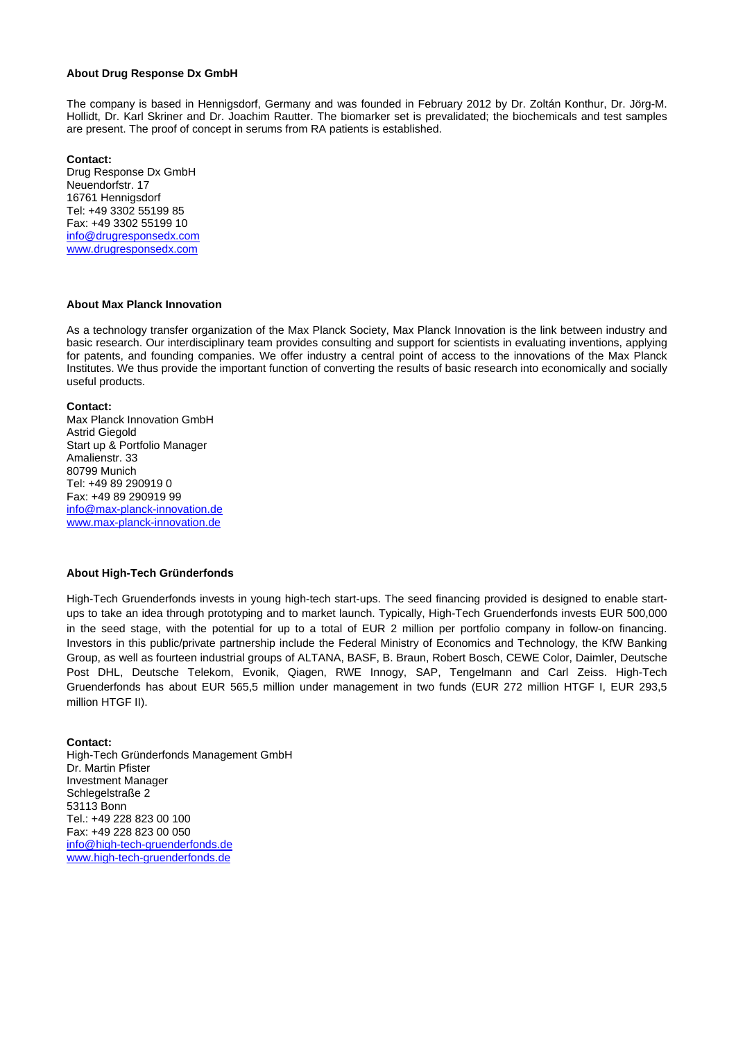**About Drug Response Dx GmbH**

The company is based in Hennigsdorf, Germany and was founded in February 2012 by Dr. Zoltán Konthur, Dr. Jörg-M. Hollidt, Dr. Karl Skriner and Dr. Joachim Rautter. The biomarker set is prevalidated; the biochemicals and test samples are present. The proof of concept in serums from RA patients is established.

**Contact:**
Drug Response Dx GmbH
Neuendorfstr. 17
16761 Hennigsdorf
Tel: +49 3302 55199 85
Fax: +49 3302 55199 10
info@drugresponsedx.com
www.drugresponsedx.com

**About Max Planck Innovation**

As a technology transfer organization of the Max Planck Society, Max Planck Innovation is the link between industry and basic research. Our interdisciplinary team provides consulting and support for scientists in evaluating inventions, applying for patents, and founding companies. We offer industry a central point of access to the innovations of the Max Planck Institutes. We thus provide the important function of converting the results of basic research into economically and socially useful products.

**Contact:**
Max Planck Innovation GmbH
Astrid Giegold
Start up & Portfolio Manager
Amalienstr. 33
80799 Munich
Tel: +49 89 290919 0
Fax: +49 89 290919 99
info@max-planck-innovation.de
www.max-planck-innovation.de

**About High-Tech Gründerfonds**

High-Tech Gruenderfonds invests in young high-tech start-ups. The seed financing provided is designed to enable start-ups to take an idea through prototyping and to market launch. Typically, High-Tech Gruenderfonds invests EUR 500,000 in the seed stage, with the potential for up to a total of EUR 2 million per portfolio company in follow-on financing. Investors in this public/private partnership include the Federal Ministry of Economics and Technology, the KfW Banking Group, as well as fourteen industrial groups of ALTANA, BASF, B. Braun, Robert Bosch, CEWE Color, Daimler, Deutsche Post DHL, Deutsche Telekom, Evonik, Qiagen, RWE Innogy, SAP, Tengelmann and Carl Zeiss. High-Tech Gruenderfonds has about EUR 565,5 million under management in two funds (EUR 272 million HTGF I, EUR 293,5 million HTGF II).

**Contact:**
High-Tech Gründerfonds Management GmbH
Dr. Martin Pfister
Investment Manager
Schlegelstraße 2
53113 Bonn
Tel.: +49 228 823 00 100
Fax: +49 228 823 00 050
info@high-tech-gruenderfonds.de
www.high-tech-gruenderfonds.de